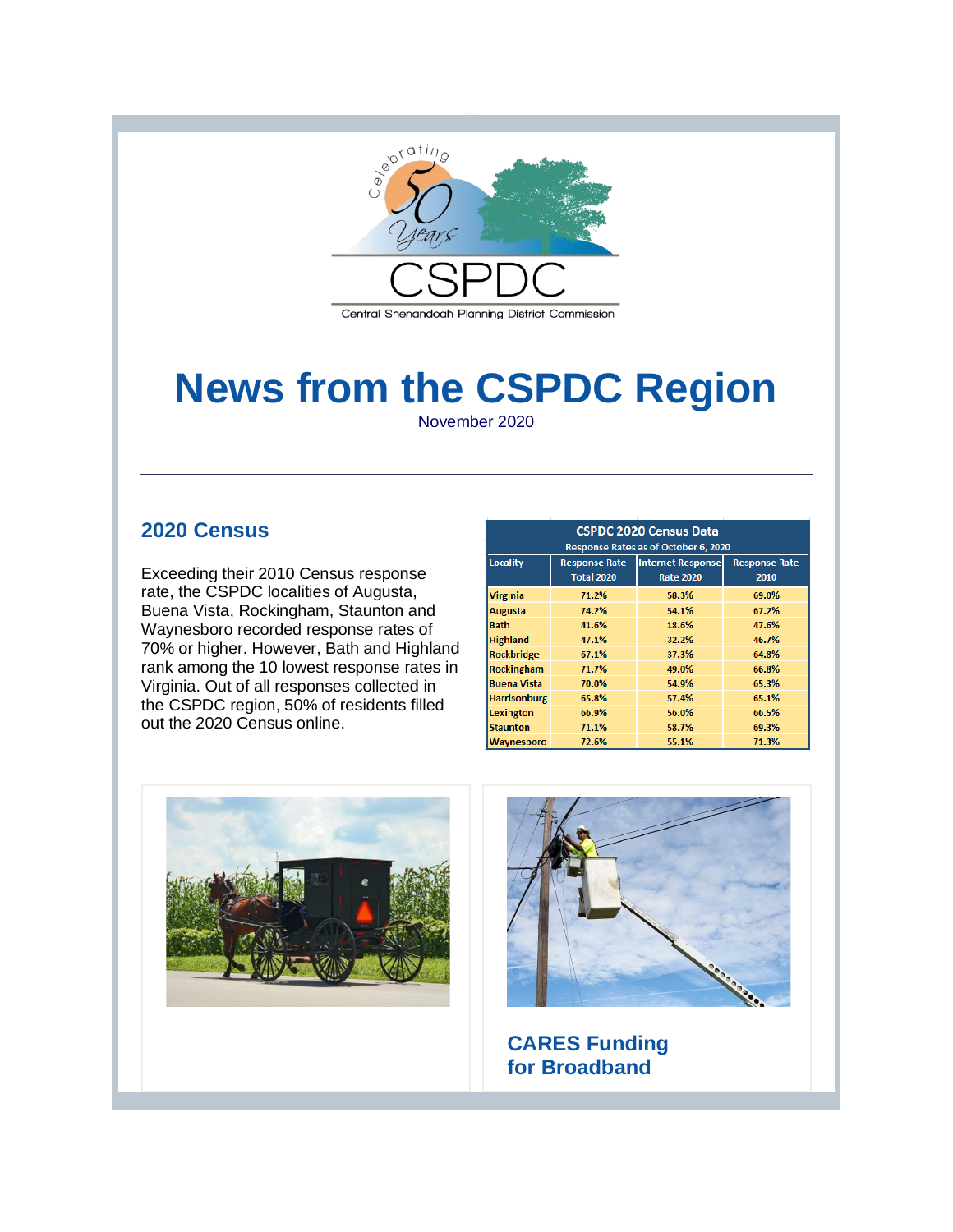Celebrating 50 Years

CSPDC

Central Shenandoah Planning District Commission

# News from the CSPDC Region

November 2020

---

## 2020 Census

Exceeding their 2010 Census response rate, the CSPDC localities of Augusta, Buena Vista, Rockingham, Staunton and Waynesboro recorded response rates of 70% or higher. However, Bath and Highland rank among the 10 lowest response rates in Virginia. Out of all responses collected in the CSPDC region, 50% of residents filled out the 2020 Census online.

**CSPDC 2020 Census Data**
Response Rates as of October 6, 2020

| Locality | Response Rate Total 2020 | Internet Response Rate 2020 | Response Rate 2010 |
|---|---|---|---|
| Virginia | 71.2% | 58.3% | 69.0% |
| Augusta | 74.2% | 54.1% | 67.2% |
| Bath | 41.6% | 18.6% | 47.6% |
| Highland | 47.1% | 32.2% | 46.7% |
| Rockbridge | 67.1% | 37.3% | 64.8% |
| Rockingham | 71.7% | 49.0% | 66.8% |
| Buena Vista | 70.0% | 54.9% | 65.3% |
| Harrisonburg | 65.8% | 57.4% | 65.1% |
| Lexington | 66.9% | 56.0% | 66.5% |
| Staunton | 71.1% | 58.7% | 69.3% |
| Waynesboro | 72.6% | 55.1% | 71.3% |

## CARES Funding for Broadband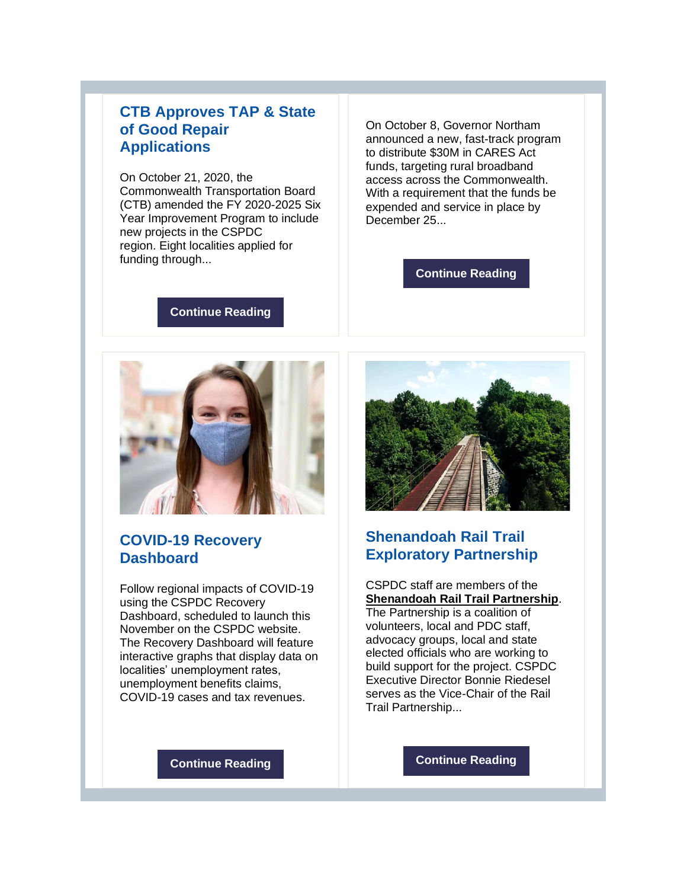## CTB Approves TAP & State of Good Repair Applications

On October 21, 2020, the Commonwealth Transportation Board (CTB) amended the FY 2020-2025 Six Year Improvement Program to include new projects in the CSPDC region. Eight localities applied for funding through...

**Continue Reading**

On October 8, Governor Northam announced a new, fast-track program to distribute $30M in CARES Act funds, targeting rural broadband access across the Commonwealth. With a requirement that the funds be expended and service in place by December 25...

**Continue Reading**

## COVID-19 Recovery Dashboard

Follow regional impacts of COVID-19 using the CSPDC Recovery Dashboard, scheduled to launch this November on the CSPDC website. The Recovery Dashboard will feature interactive graphs that display data on localities' unemployment rates, unemployment benefits claims, COVID-19 cases and tax revenues.

**Continue Reading**

## Shenandoah Rail Trail Exploratory Partnership

CSPDC staff are members of the **Shenandoah Rail Trail Partnership**. The Partnership is a coalition of volunteers, local and PDC staff, advocacy groups, local and state elected officials who are working to build support for the project. CSPDC Executive Director Bonnie Riedesel serves as the Vice-Chair of the Rail Trail Partnership...

**Continue Reading**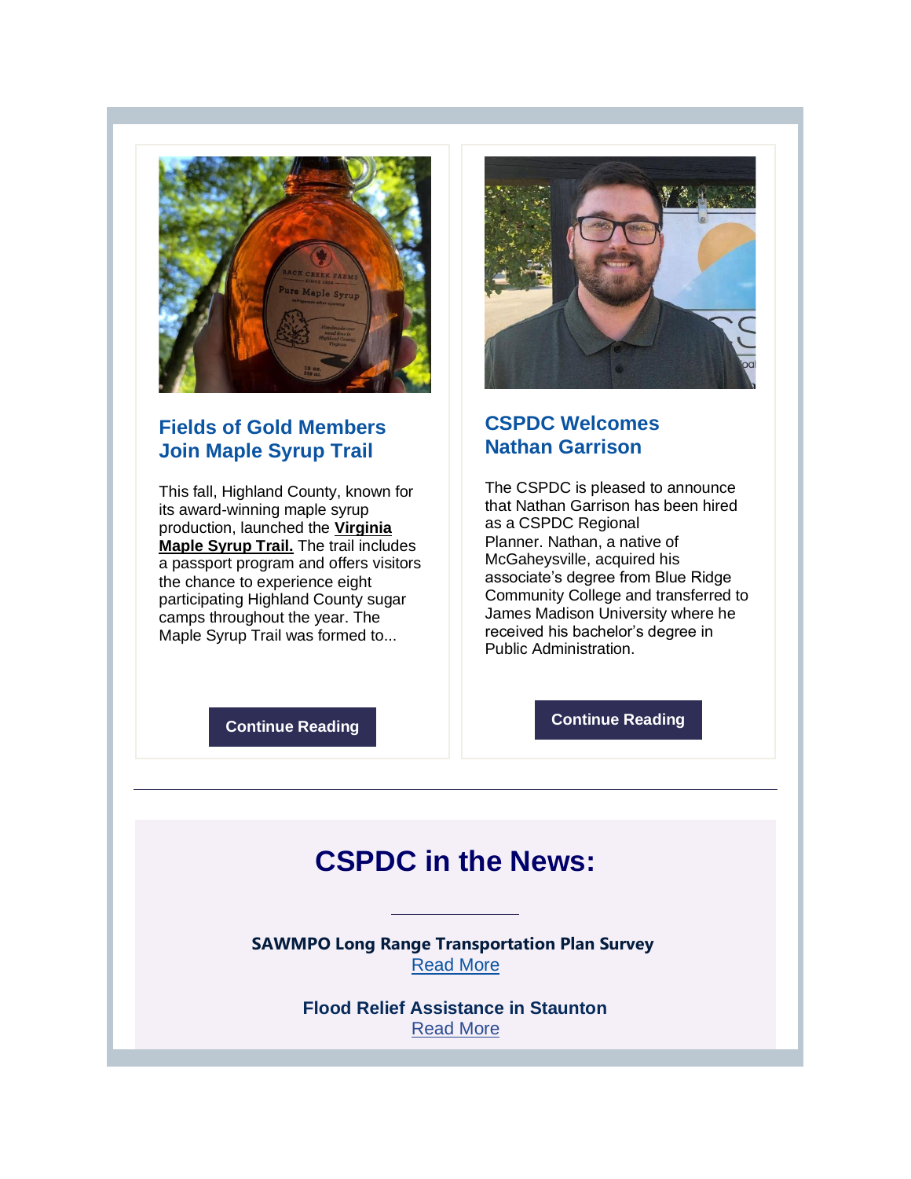### Fields of Gold Members Join Maple Syrup Trail

This fall, Highland County, known for its award-winning maple syrup production, launched the **Virginia Maple Syrup Trail.** The trail includes a passport program and offers visitors the chance to experience eight participating Highland County sugar camps throughout the year. The Maple Syrup Trail was formed to...

**Continue Reading**

### CSPDC Welcomes Nathan Garrison

The CSPDC is pleased to announce that Nathan Garrison has been hired as a CSPDC Regional Planner. Nathan, a native of McGaheysville, acquired his associate's degree from Blue Ridge Community College and transferred to James Madison University where he received his bachelor's degree in Public Administration.

**Continue Reading**

---

## CSPDC in the News:

**SAWMPO Long Range Transportation Plan Survey**
Read More

**Flood Relief Assistance in Staunton**
Read More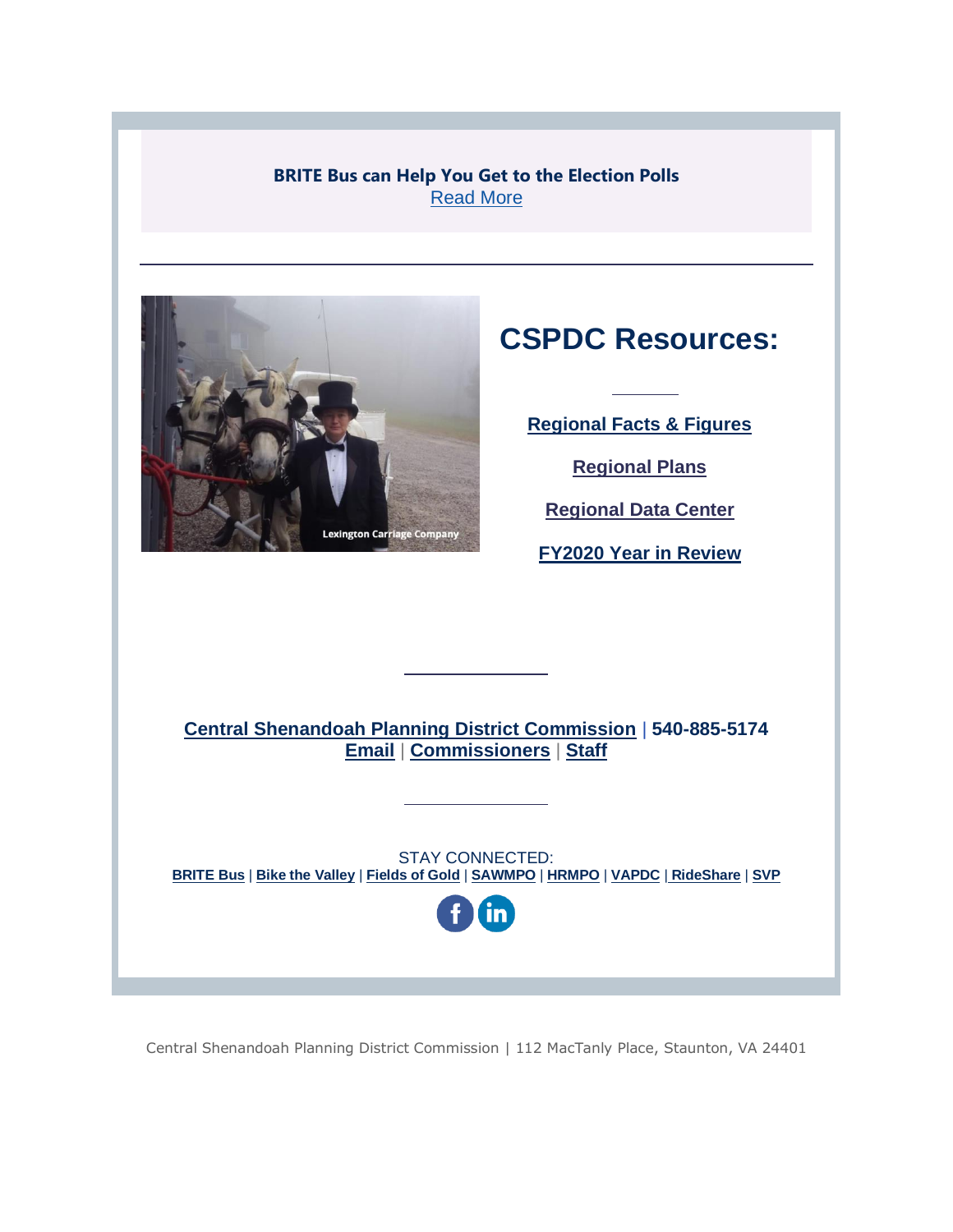**BRITE Bus can Help You Get to the Election Polls**
Read More

---

Lexington Carriage Company

# CSPDC Resources:

Regional Facts & Figures

Regional Plans

Regional Data Center

FY2020 Year in Review

---

**Central Shenandoah Planning District Commission | 540-885-5174**
**Email | Commissioners | Staff**

---

STAY CONNECTED:
**BRITE Bus | Bike the Valley | Fields of Gold | SAWMPO | HRMPO | VAPDC | RideShare | SVP**

Central Shenandoah Planning District Commission | 112 MacTanly Place, Staunton, VA 24401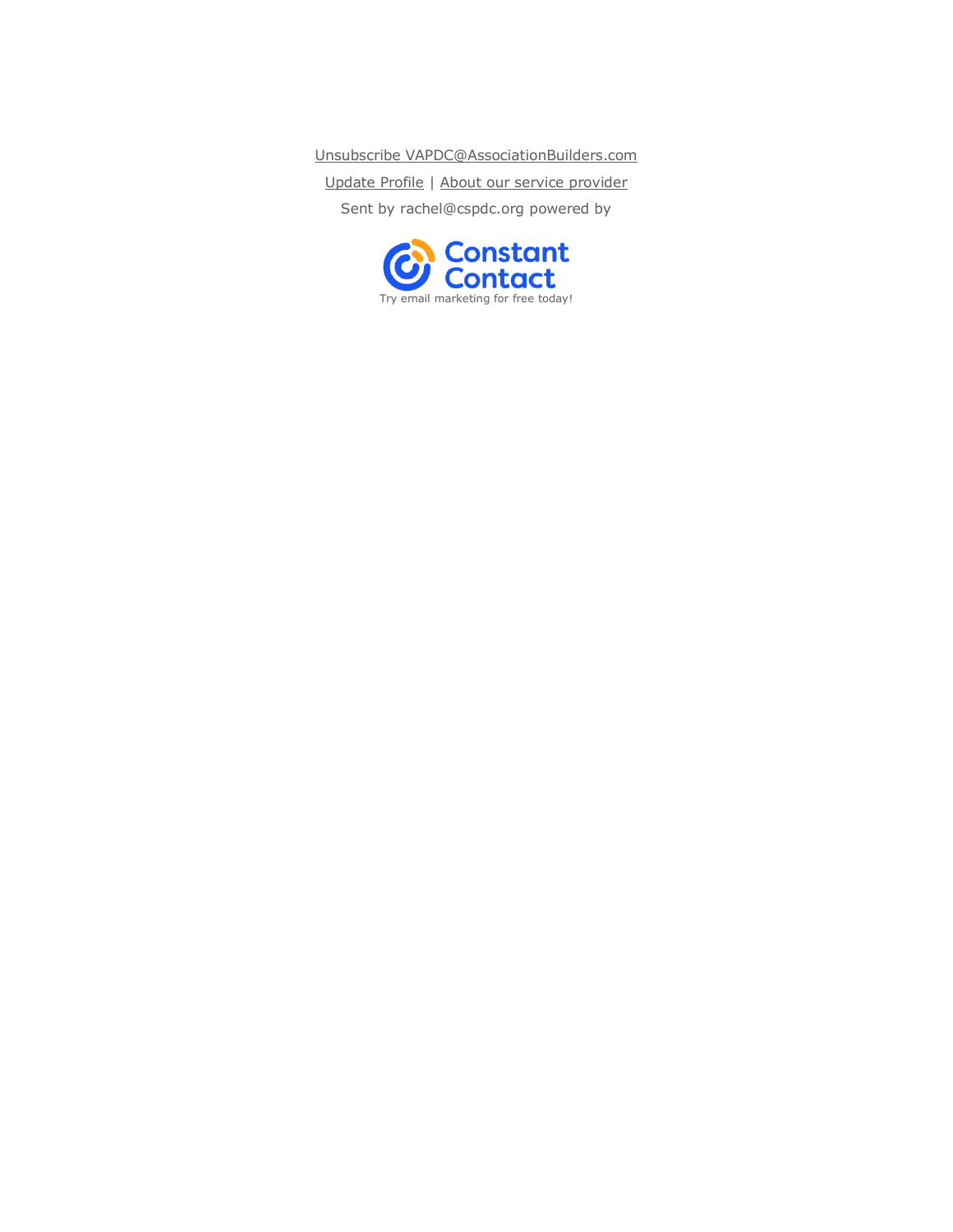Unsubscribe VAPDC@AssociationBuilders.com

Update Profile | About our service provider

Sent by rachel@cspdc.org powered by

Constant Contact

Try email marketing for free today!